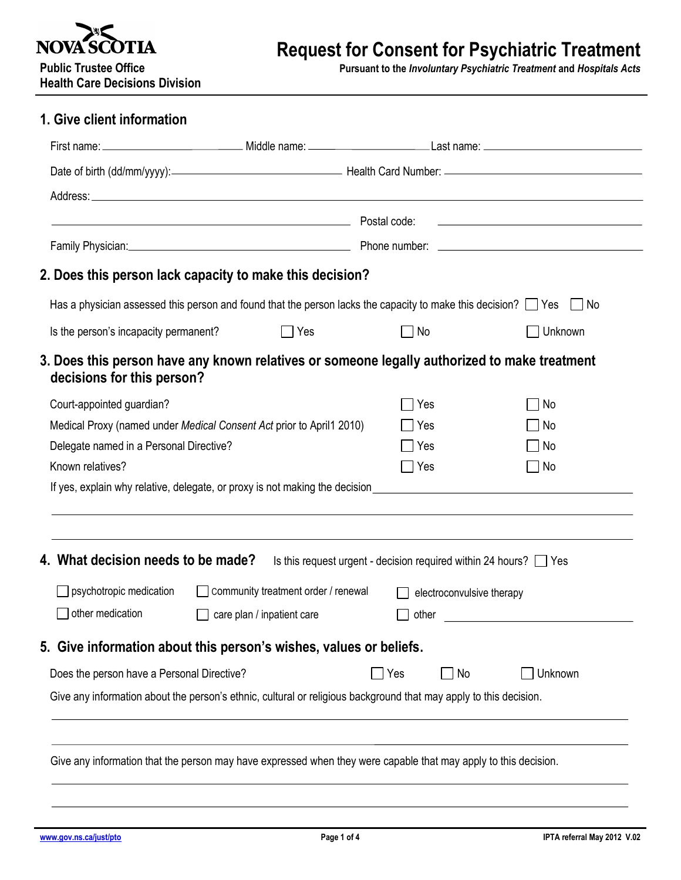NOVA SCOTIA

**Public Trustee Office**
**Health Care Decisions Division**

# Request for Consent for Psychiatric Treatment

**Pursuant to the *Involuntary Psychiatric Treatment* and *Hospitals Acts***

## 1. Give client information

First name: ____________ Middle name: ____________ Last name: ____________

Date of birth (dd/mm/yyyy): ____________ Health Card Number: ____________

Address: ____________

____________ Postal code: ____________

Family Physician: ____________ Phone number: ____________

## 2. Does this person lack capacity to make this decision?

Has a physician assessed this person and found that the person lacks the capacity to make this decision? ☐ Yes ☐ No

Is the person's incapacity permanent? ☐ Yes ☐ No ☐ Unknown

## 3. Does this person have any known relatives or someone legally authorized to make treatment decisions for this person?

| | | |
|---|---|---|
| Court-appointed guardian? | ☐ Yes | ☐ No |
| Medical Proxy (named under *Medical Consent Act* prior to April1 2010) | ☐ Yes | ☐ No |
| Delegate named in a Personal Directive? | ☐ Yes | ☐ No |
| Known relatives? | ☐ Yes | ☐ No |

If yes, explain why relative, delegate, or proxy is not making the decision ____________

____________

____________

## 4. What decision needs to be made?

Is this request urgent - decision required within 24 hours? ☐ Yes

☐ psychotropic medication ☐ community treatment order / renewal ☐ electroconvulsive therapy

☐ other medication ☐ care plan / inpatient care ☐ other ____________

## 5. Give information about this person's wishes, values or beliefs.

Does the person have a Personal Directive? ☐ Yes ☐ No ☐ Unknown

Give any information about the person's ethnic, cultural or religious background that may apply to this decision.

____________

____________

Give any information that the person may have expressed when they were capable that may apply to this decision.

____________

____________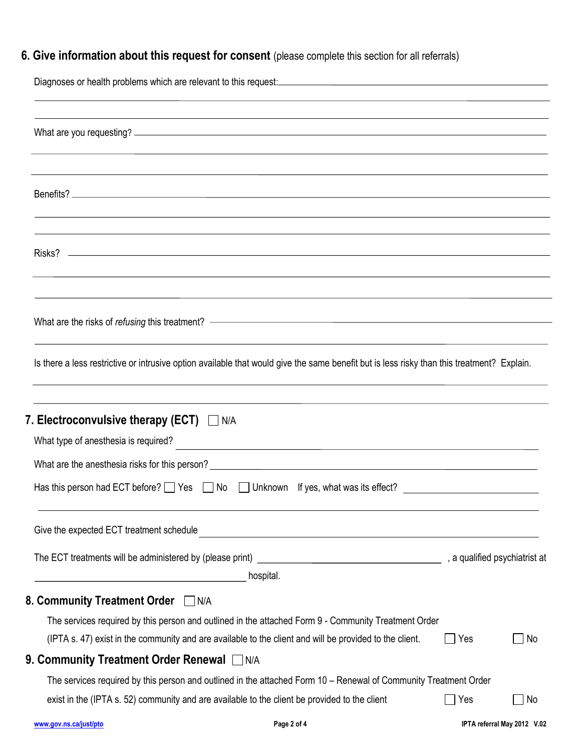## 6. Give information about this request for consent (please complete this section for all referrals)

Diagnoses or health problems which are relevant to this request: \_\_\_\_\_\_\_\_\_\_\_\_\_\_\_\_\_\_\_\_\_\_\_\_\_\_\_\_\_\_\_\_\_\_\_\_

What are you requesting? \_\_\_\_\_\_\_\_\_\_\_\_\_\_\_\_\_\_\_\_\_\_\_\_\_\_\_\_\_\_\_\_\_\_\_\_

Benefits? \_\_\_\_\_\_\_\_\_\_\_\_\_\_\_\_\_\_\_\_\_\_\_\_\_\_\_\_\_\_\_\_\_\_\_\_

Risks? \_\_\_\_\_\_\_\_\_\_\_\_\_\_\_\_\_\_\_\_\_\_\_\_\_\_\_\_\_\_\_\_\_\_\_\_

What are the risks of *refusing* this treatment? \_\_\_\_\_\_\_\_\_\_\_\_\_\_\_\_\_\_\_\_\_\_\_\_\_\_\_\_\_\_\_\_\_\_\_\_

Is there a less restrictive or intrusive option available that would give the same benefit but is less risky than this treatment? Explain.

\_\_\_\_\_\_\_\_\_\_\_\_\_\_\_\_\_\_\_\_\_\_\_\_\_\_\_\_\_\_\_\_\_\_\_\_

## 7. Electroconvulsive therapy (ECT) ☐ N/A

What type of anesthesia is required? \_\_\_\_\_\_\_\_\_\_\_\_\_\_\_\_\_\_\_\_\_\_\_\_\_\_\_\_\_\_\_\_\_\_\_\_

What are the anesthesia risks for this person? \_\_\_\_\_\_\_\_\_\_\_\_\_\_\_\_\_\_\_\_\_\_\_\_\_\_\_\_\_\_\_\_\_\_\_\_

Has this person had ECT before? ☐ Yes ☐ No ☐ Unknown If yes, what was its effect? \_\_\_\_\_\_\_\_\_\_\_\_\_\_\_\_\_\_\_\_

Give the expected ECT treatment schedule \_\_\_\_\_\_\_\_\_\_\_\_\_\_\_\_\_\_\_\_\_\_\_\_\_\_\_\_\_\_\_\_\_\_\_\_

The ECT treatments will be administered by (please print) \_\_\_\_\_\_\_\_\_\_\_\_\_\_\_\_\_\_\_\_ , a qualified psychiatrist at \_\_\_\_\_\_\_\_\_\_\_\_\_\_\_\_\_\_\_\_ hospital.

## 8. Community Treatment Order ☐ N/A

The services required by this person and outlined in the attached Form 9 - Community Treatment Order (IPTA s. 47) exist in the community and are available to the client and will be provided to the client. ☐ Yes ☐ No

## 9. Community Treatment Order Renewal ☐ N/A

The services required by this person and outlined in the attached Form 10 – Renewal of Community Treatment Order exist in the (IPTA s. 52) community and are available to the client be provided to the client ☐ Yes ☐ No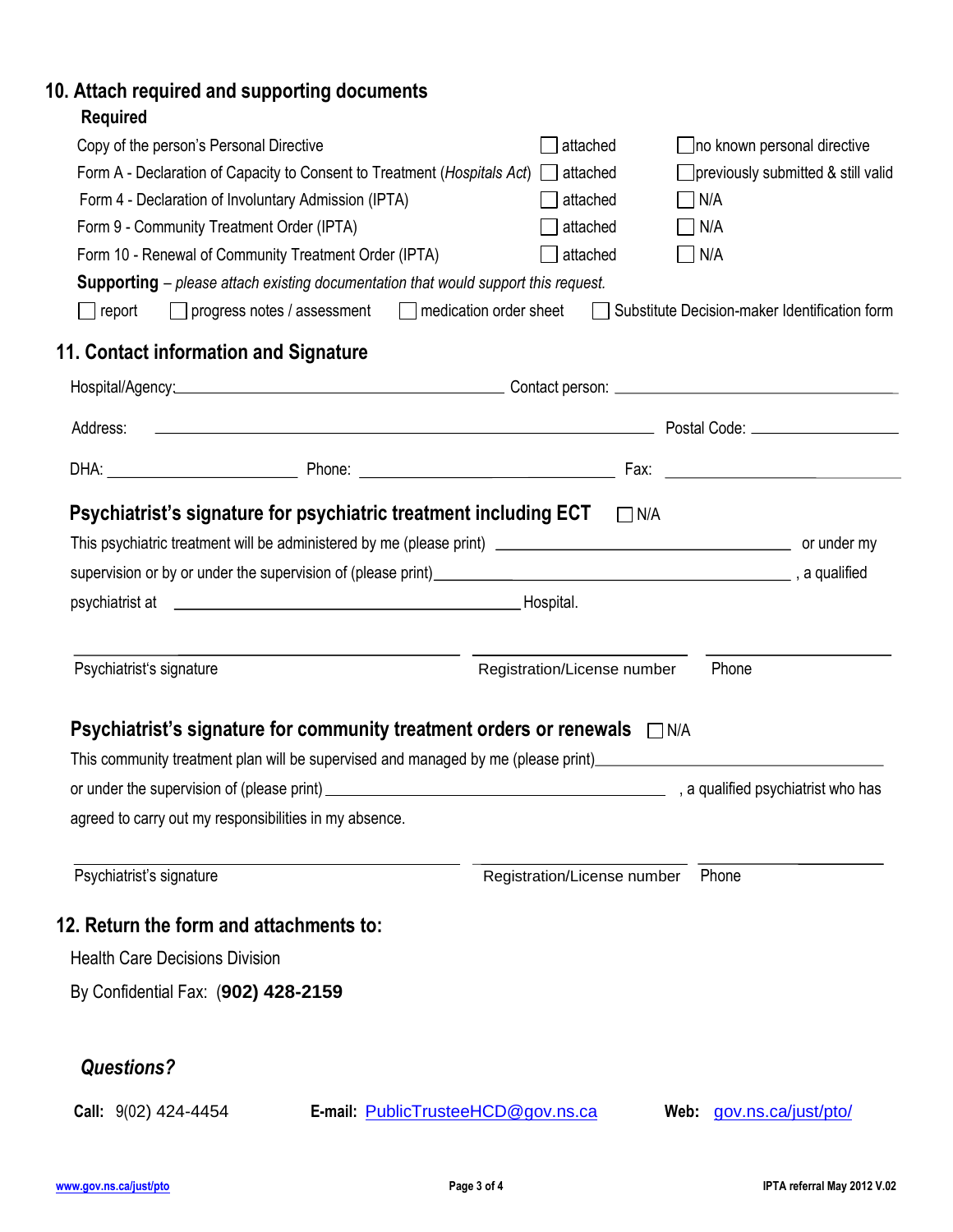## 10. Attach required and supporting documents

**Required**

| | | |
|---|---|---|
| Copy of the person's Personal Directive | ☐ attached | ☐ no known personal directive |
| Form A - Declaration of Capacity to Consent to Treatment (*Hospitals Act*) | ☐ attached | ☐ previously submitted & still valid |
| Form 4 - Declaration of Involuntary Admission (IPTA) | ☐ attached | ☐ N/A |
| Form 9 - Community Treatment Order (IPTA) | ☐ attached | ☐ N/A |
| Form 10 - Renewal of Community Treatment Order (IPTA) | ☐ attached | ☐ N/A |

**Supporting** – *please attach existing documentation that would support this request.*

☐ report ☐ progress notes / assessment ☐ medication order sheet ☐ Substitute Decision-maker Identification form

## 11. Contact information and Signature

Hospital/Agency: ______________________ Contact person: ______________________

Address: ______________________ Postal Code: ______________

DHA: ______________ Phone: ______________ Fax: ______________

### Psychiatrist's signature for psychiatric treatment including ECT ☐ N/A

This psychiatric treatment will be administered by me (please print) ______________________ or under my supervision or by or under the supervision of (please print) ______________________, a qualified psychiatrist at ______________________ Hospital.

| ______________________ | ______________________ | ______________ |
|---|---|---|
| Psychiatrist's signature | Registration/License number | Phone |

### Psychiatrist's signature for community treatment orders or renewals ☐ N/A

This community treatment plan will be supervised and managed by me (please print) ______________________ or under the supervision of (please print) ______________________, a qualified psychiatrist who has agreed to carry out my responsibilities in my absence.

| ______________________ | ______________________ | ______________ |
|---|---|---|
| Psychiatrist's signature | Registration/License number | Phone |

## 12. Return the form and attachments to:

Health Care Decisions Division

By Confidential Fax: (**902) 428-2159**

### *Questions?*

**Call:** 9(02) 424-4454 **E-mail:** PublicTrusteeHCD@gov.ns.ca **Web:** gov.ns.ca/just/pto/

www.gov.ns.ca/just/pto IPTA referral May 2012 V.02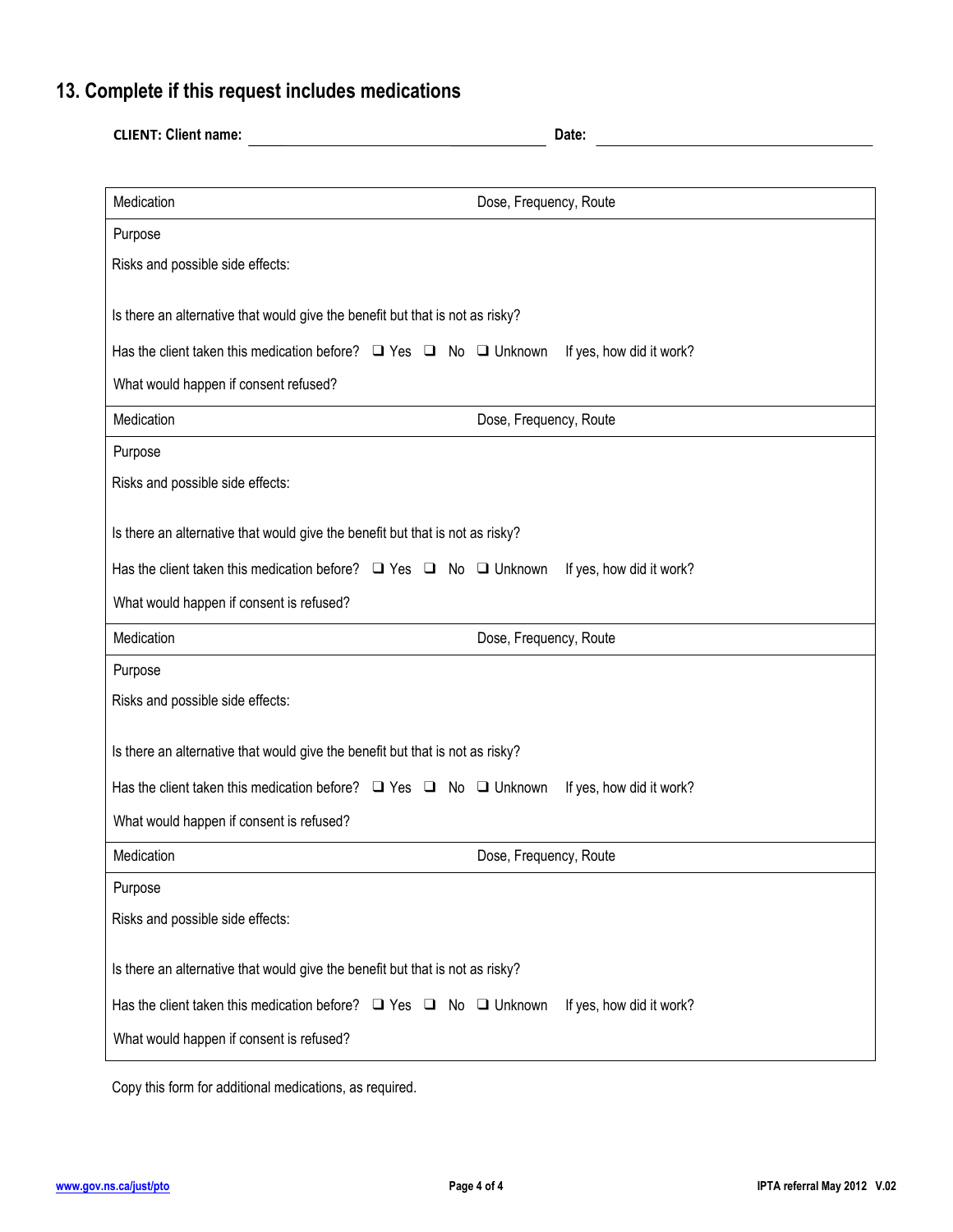## 13. Complete if this request includes medications

**CLIENT: Client name:** ______________________________ **Date:** ______________________________

| Medication | Dose, Frequency, Route |
|---|---|
| Purpose<br><br>Risks and possible side effects:<br><br>Is there an alternative that would give the benefit but that is not as risky?<br><br>Has the client taken this medication before? ❑ Yes ❑ No ❑ Unknown If yes, how did it work?<br><br>What would happen if consent refused? | |
| Medication | Dose, Frequency, Route |
| Purpose<br><br>Risks and possible side effects:<br><br>Is there an alternative that would give the benefit but that is not as risky?<br><br>Has the client taken this medication before? ❑ Yes ❑ No ❑ Unknown If yes, how did it work?<br><br>What would happen if consent is refused? | |
| Medication | Dose, Frequency, Route |
| Purpose<br><br>Risks and possible side effects:<br><br>Is there an alternative that would give the benefit but that is not as risky?<br><br>Has the client taken this medication before? ❑ Yes ❑ No ❑ Unknown If yes, how did it work?<br><br>What would happen if consent is refused? | |
| Medication | Dose, Frequency, Route |
| Purpose<br><br>Risks and possible side effects:<br><br>Is there an alternative that would give the benefit but that is not as risky?<br><br>Has the client taken this medication before? ❑ Yes ❑ No ❑ Unknown If yes, how did it work?<br><br>What would happen if consent is refused? | |

Copy this form for additional medications, as required.